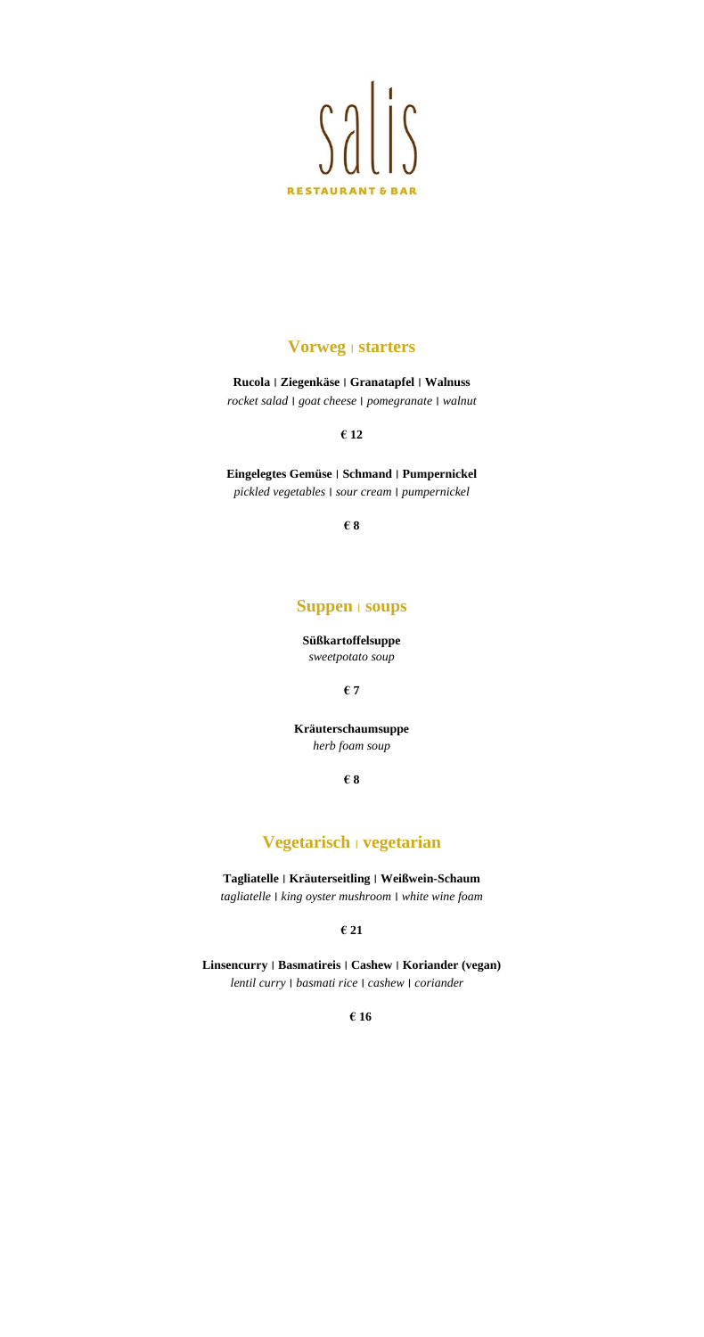# salis

RESTAURANT & BAR

## Vorweg | starters

**Rucola | Ziegenkäse | Granatapfel | Walnuss**
*rocket salad | goat cheese | pomegranate | walnut*

**€ 12**

**Eingelegtes Gemüse | Schmand | Pumpernickel**
*pickled vegetables | sour cream | pumpernickel*

**€ 8**

## Suppen | soups

**Süßkartoffelsuppe**
*sweetpotato soup*

**€ 7**

**Kräuterschaumsuppe**
*herb foam soup*

**€ 8**

## Vegetarisch | vegetarian

**Tagliatelle | Kräuterseitling | Weißwein-Schaum**
*tagliatelle | king oyster mushroom | white wine foam*

**€ 21**

**Linsencurry | Basmatireis | Cashew | Koriander (vegan)**
*lentil curry | basmati rice | cashew | coriander*

**€ 16**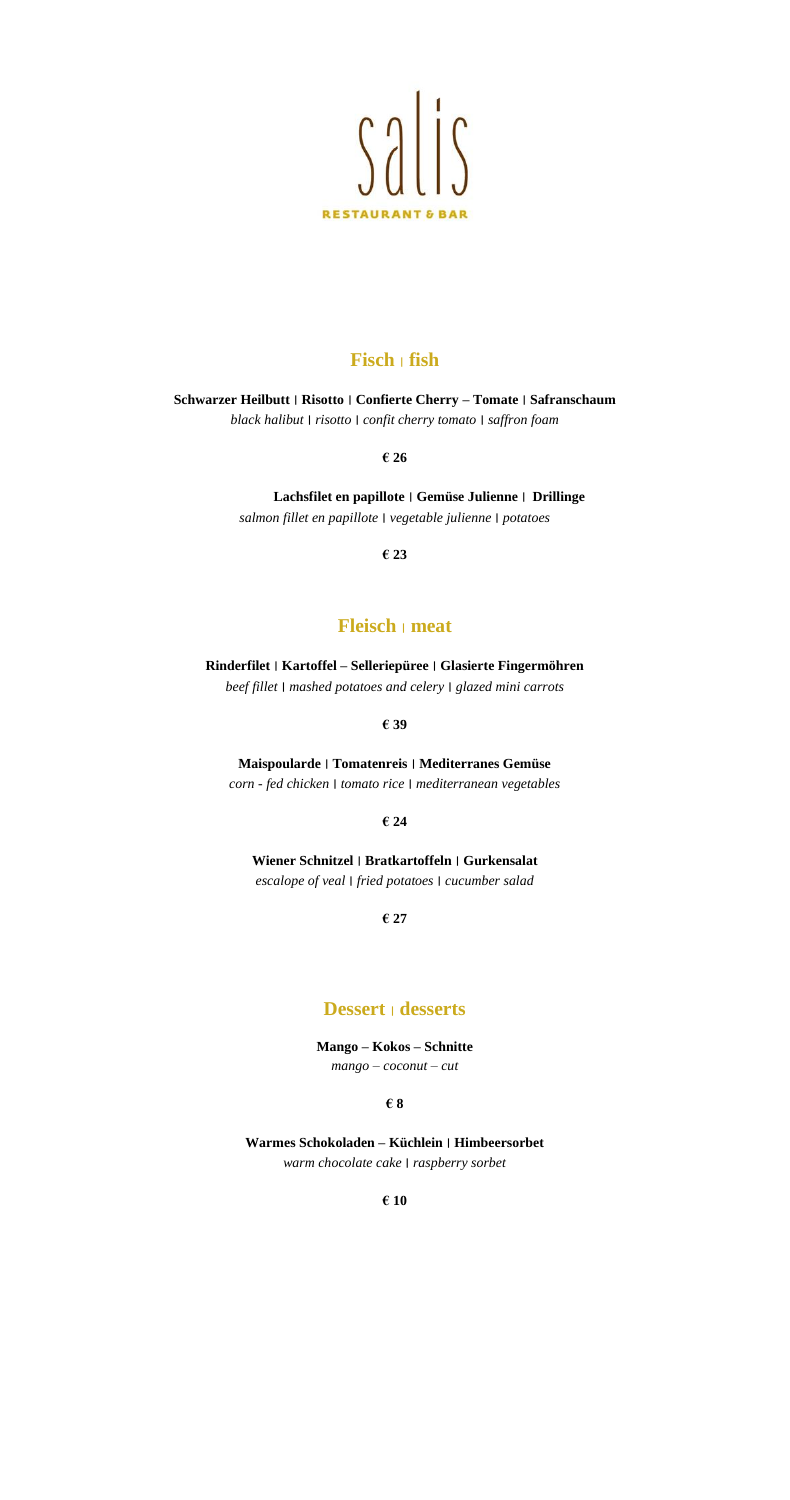# salis

RESTAURANT & BAR

## Fisch | fish

**Schwarzer Heilbutt | Risotto | Confierte Cherry – Tomate | Safranschaum**
*black halibut | risotto | confit cherry tomato | saffron foam*

**€ 26**

**Lachsfilet en papillote | Gemüse Julienne | Drillinge**
*salmon fillet en papillote | vegetable julienne | potatoes*

**€ 23**

## Fleisch | meat

**Rinderfilet | Kartoffel – Selleriepüree | Glasierte Fingermöhren**
*beef fillet | mashed potatoes and celery | glazed mini carrots*

**€ 39**

**Maispoularde | Tomatenreis | Mediterranes Gemüse**
*corn - fed chicken | tomato rice | mediterranean vegetables*

**€ 24**

**Wiener Schnitzel | Bratkartoffeln | Gurkensalat**
*escalope of veal | fried potatoes | cucumber salad*

**€ 27**

## Dessert | desserts

**Mango – Kokos – Schnitte**
*mango – coconut – cut*

**€ 8**

**Warmes Schokoladen – Küchlein | Himbeersorbet**
*warm chocolate cake | raspberry sorbet*

**€ 10**